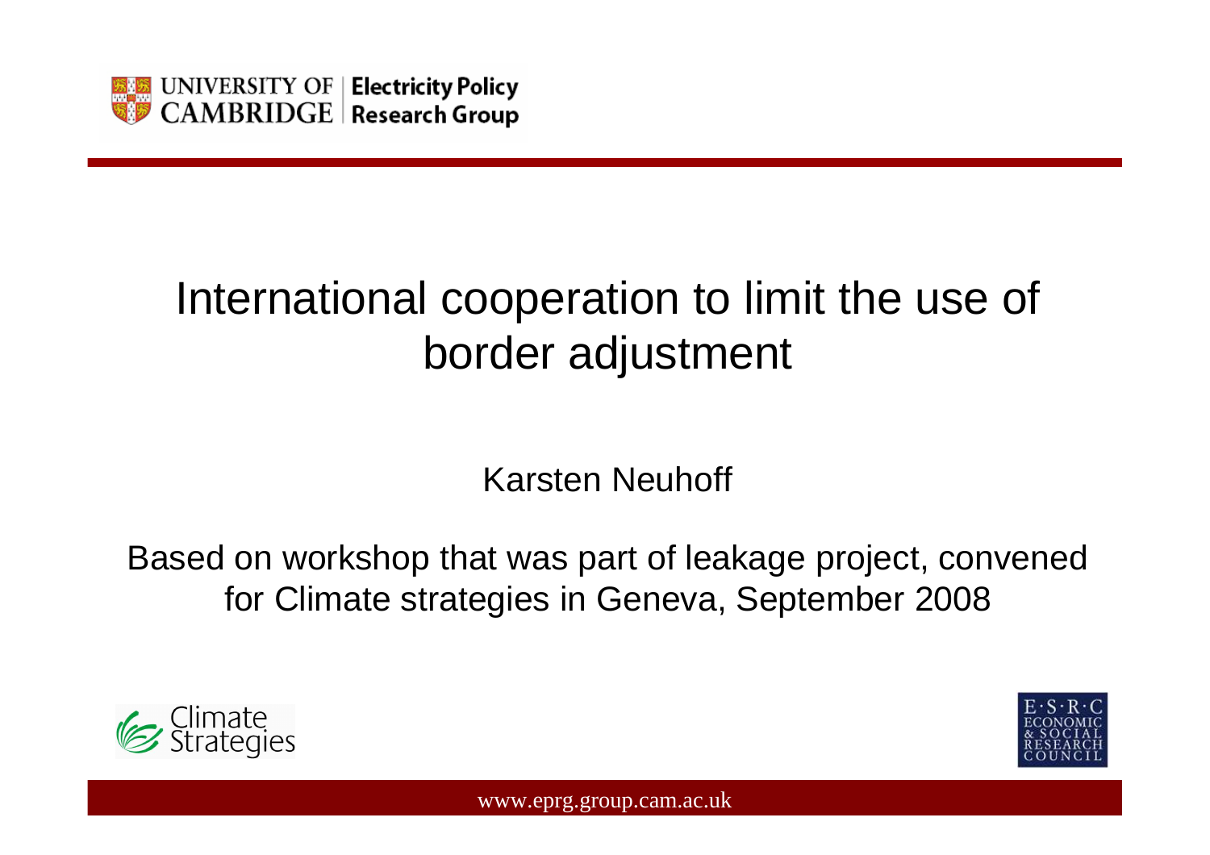UNIVERSITY OF CAMBRIDGE | Electricity Policy Research Group

# International cooperation to limit the use of border adjustment

Karsten Neuhoff

Based on workshop that was part of leakage project, convened for Climate strategies in Geneva, September 2008

Climate Strategies

E·S·R·C ECONOMIC & SOCIAL RESEARCH COUNCIL

www.eprg.group.cam.ac.uk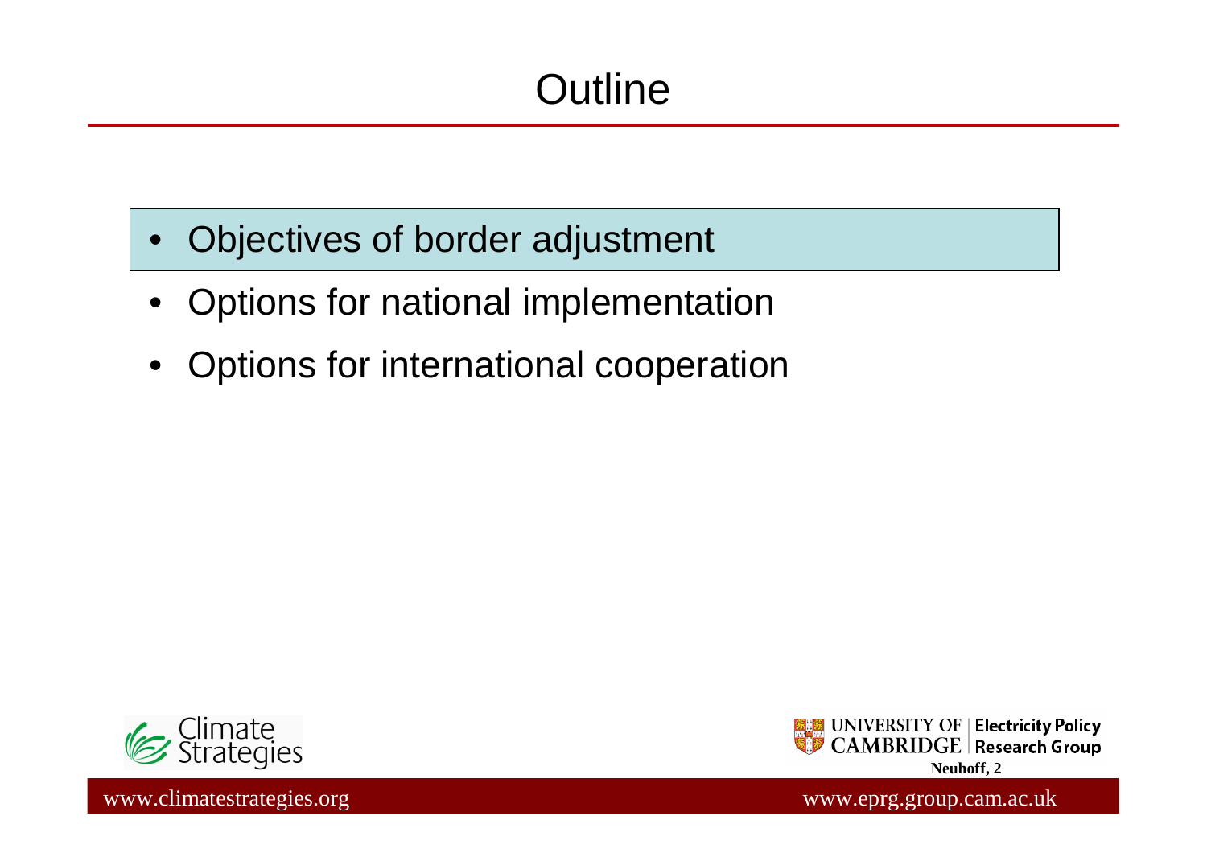# Outline

- Objectives of border adjustment
- Options for national implementation
- Options for international cooperation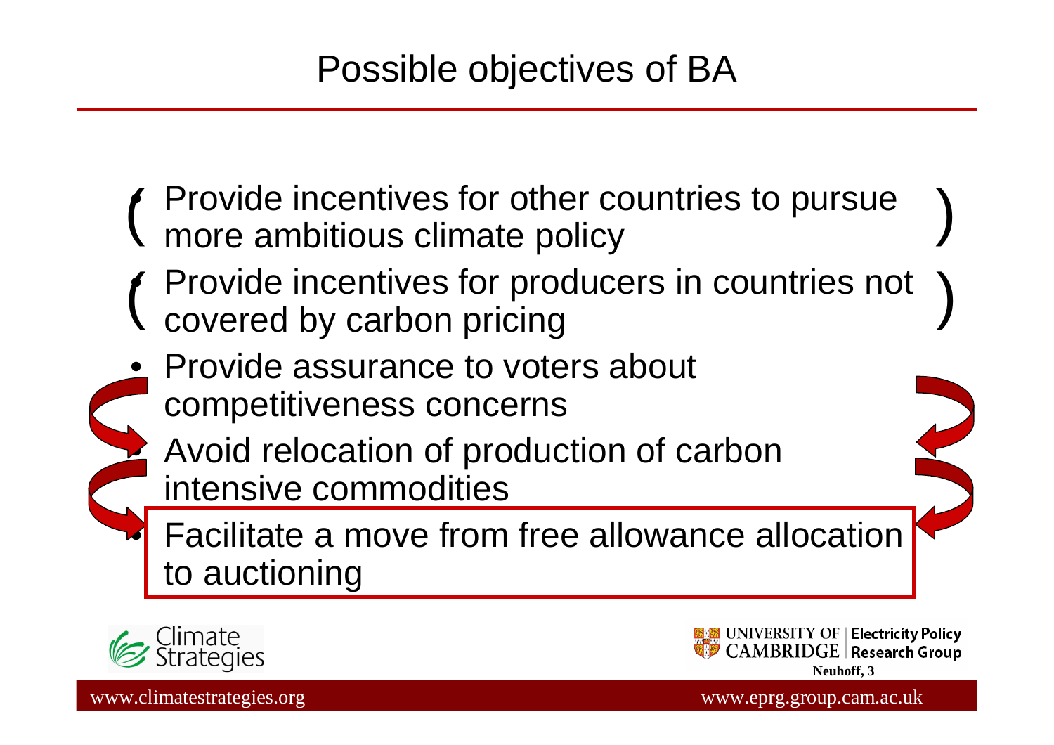# Possible objectives of BA

- ( Provide incentives for other countries to pursue more ambitious climate policy )
- ( Provide incentives for producers in countries not covered by carbon pricing )
- Provide assurance to voters about competitiveness concerns
- Avoid relocation of production of carbon intensive commodities
- Facilitate a move from free allowance allocation to auctioning

www.climatestrategies.org

www.eprg.group.cam.ac.uk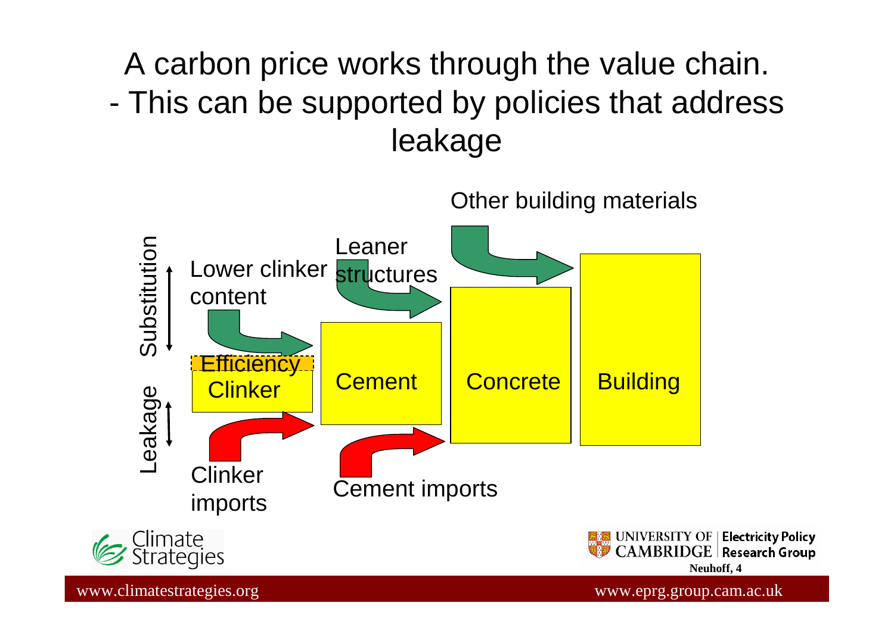# A carbon price works through the value chain.
# - This can be supported by policies that address leakage

Other building materials

Leaner structures

Substitution

Lower clinker content

Efficiency

Clinker

Cement

Concrete

Building

Leakage

Clinker imports

Cement imports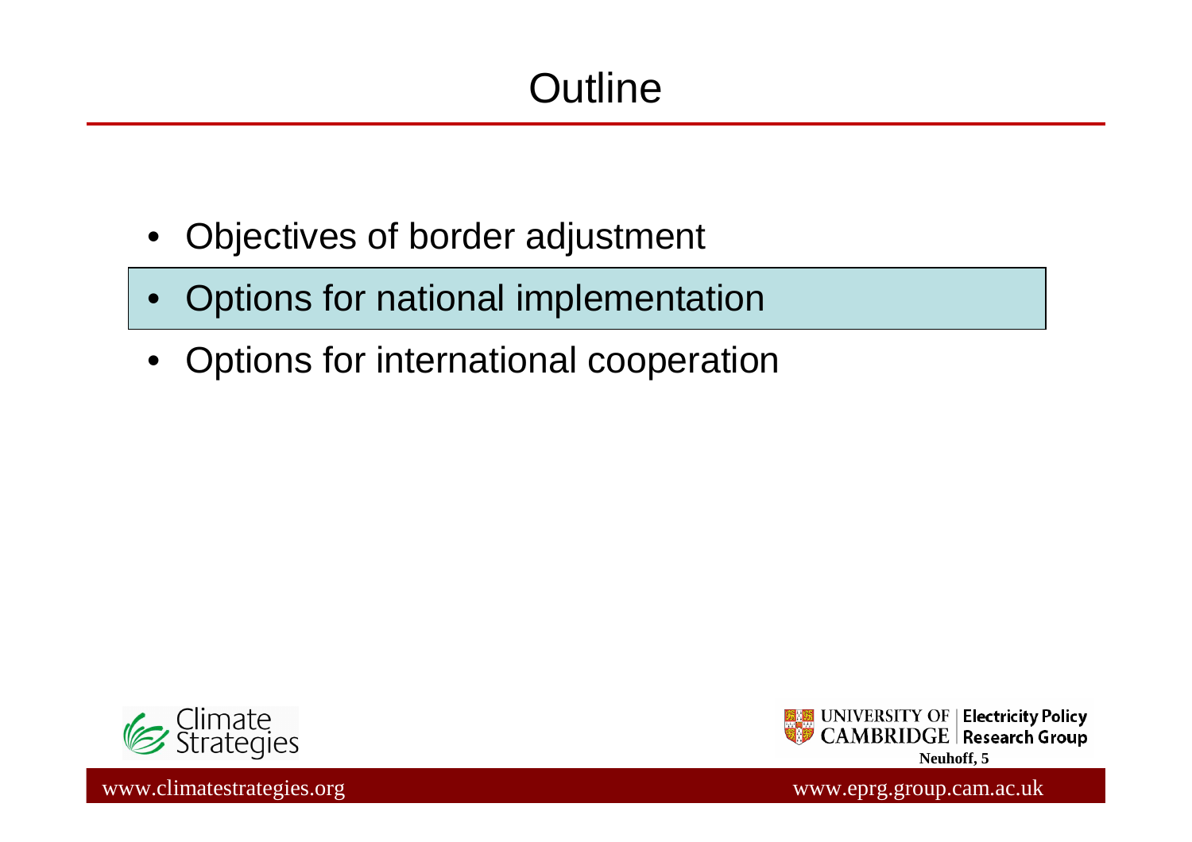# Outline

- Objectives of border adjustment
- Options for national implementation
- Options for international cooperation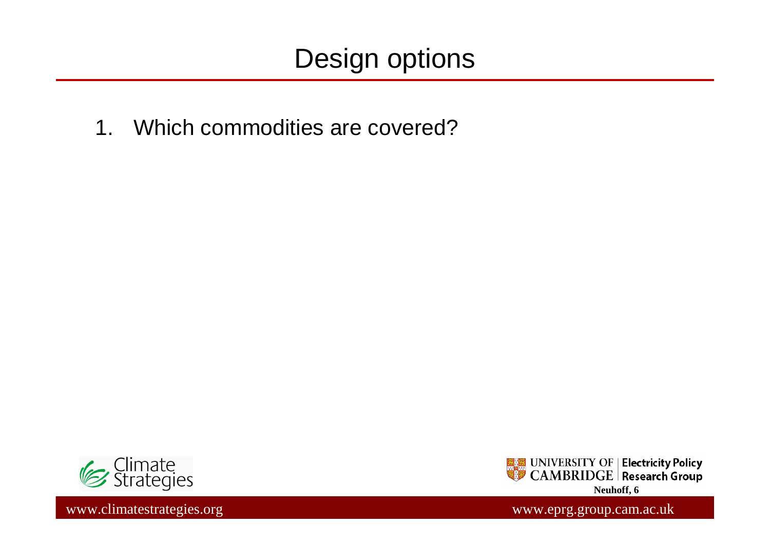# Design options

1. Which commodities are covered?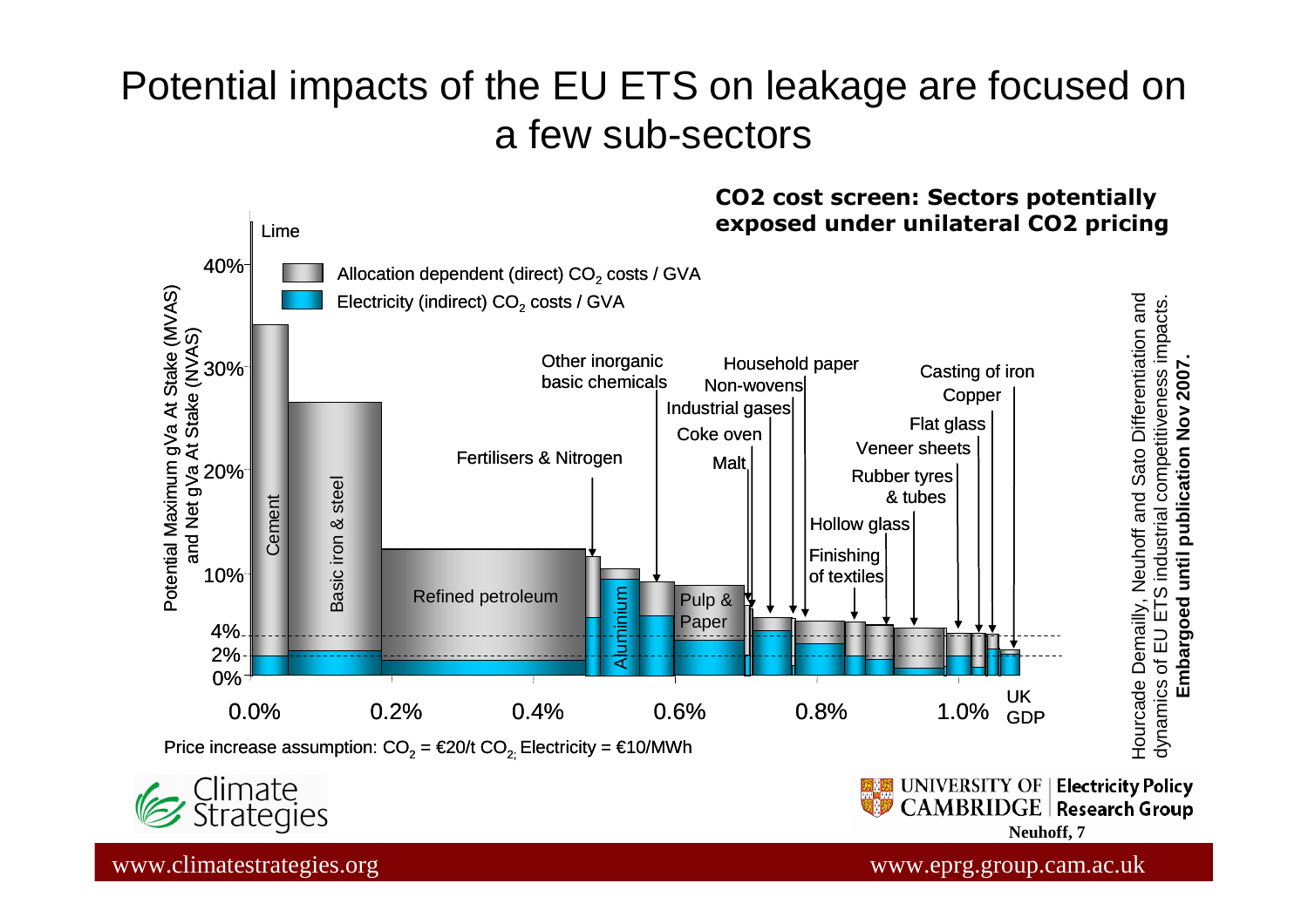# Potential impacts of the EU ETS on leakage are focused on a few sub-sectors

**CO2 cost screen: Sectors potentially exposed under unilateral CO2 pricing**

- Allocation dependent (direct) $CO_2$ costs / GVA
- Electricity (indirect) $CO_2$ costs / GVA

Y-axis: Potential Maximum gVa At Stake (MVAS) and Net gVa At Stake (NVAS) — 0%, 2%, 4%, 10%, 20%, 30%, 40%

X-axis: 0.0%, 0.2%, 0.4%, 0.6%, 0.8%, 1.0% UK GDP

Sectors: Lime, Cement, Basic iron & steel, Refined petroleum, Fertilisers & Nitrogen, Aluminium, Other inorganic basic chemicals, Pulp & Paper, Malt, Coke oven, Industrial gases, Non-wovens, Household paper, Finishing of textiles, Hollow glass, Rubber tyres & tubes, Veneer sheets, Flat glass, Copper, Casting of iron

Price increase assumption: $CO_2$ = €20/t $CO_2$, Electricity = €10/MWh

Hourcade Demailly, Neuhoff and Sato Differentiation and dynamics of EU ETS industrial competitiveness impacts. **Embargoed until publication Nov 2007.**

Climate Strategies

UNIVERSITY OF CAMBRIDGE | Electricity Policy Research Group

www.climatestrategies.org www.eprg.group.cam.ac.uk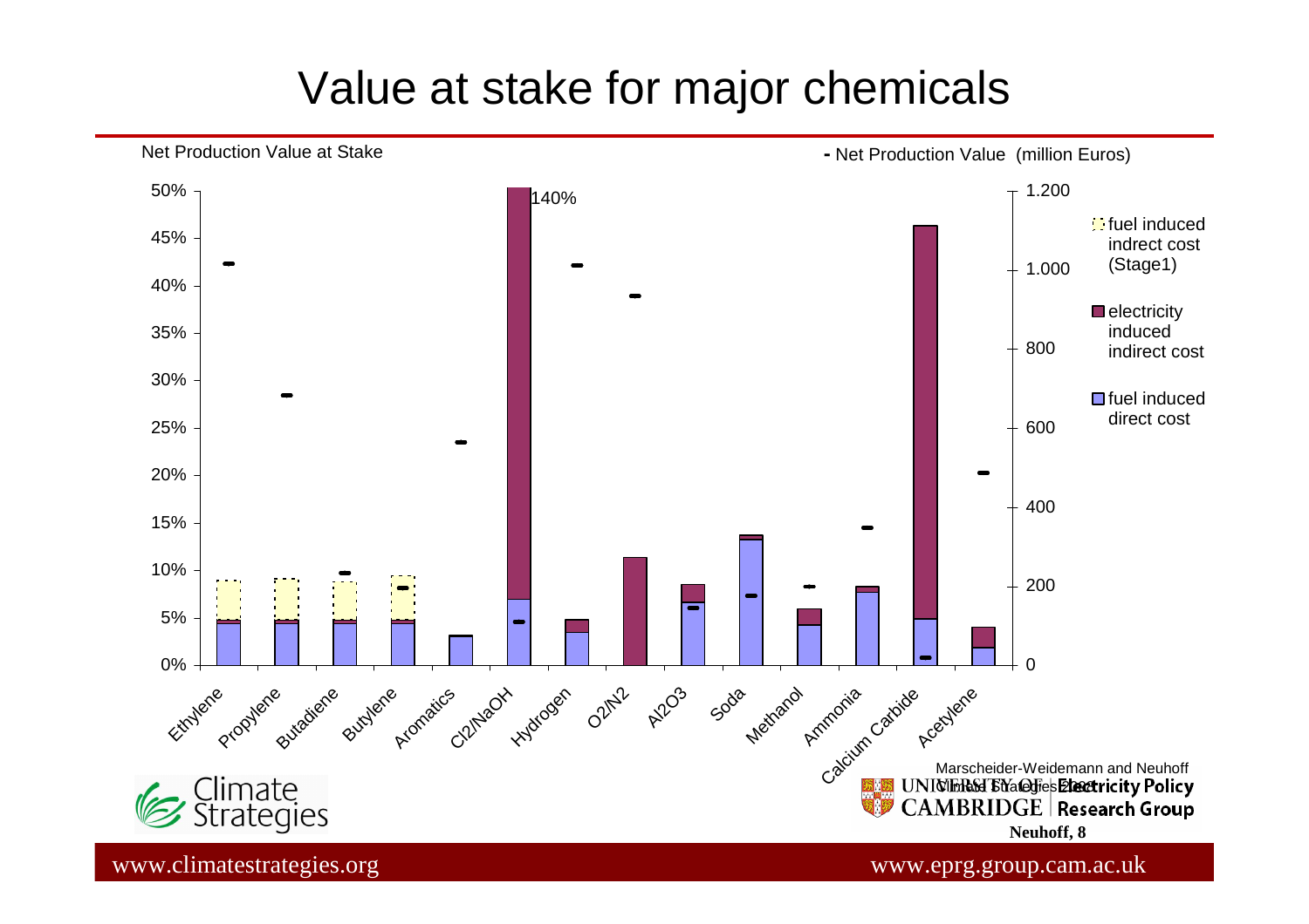# Value at stake for major chemicals

Net Production Value at Stake

- Net Production Value (million Euros)

Legend:
- fuel induced indrect cost (Stage1)
- electricity induced indirect cost
- fuel induced direct cost

Left axis: 0%, 5%, 10%, 15%, 20%, 25%, 30%, 35%, 40%, 45%, 50%

Right axis: 0, 200, 400, 600, 800, 1.000, 1.200

Categories: Ethylene, Propylene, Butadiene, Butylene, Aromatics, Cl2/NaOH, Hydrogen, O2/N2, Al2O3, Soda, Methanol, Ammonia, Calcium Carbide, Acetylene

140%

Marscheider-Weidemann and Neuhoff

Climate Strategies 2008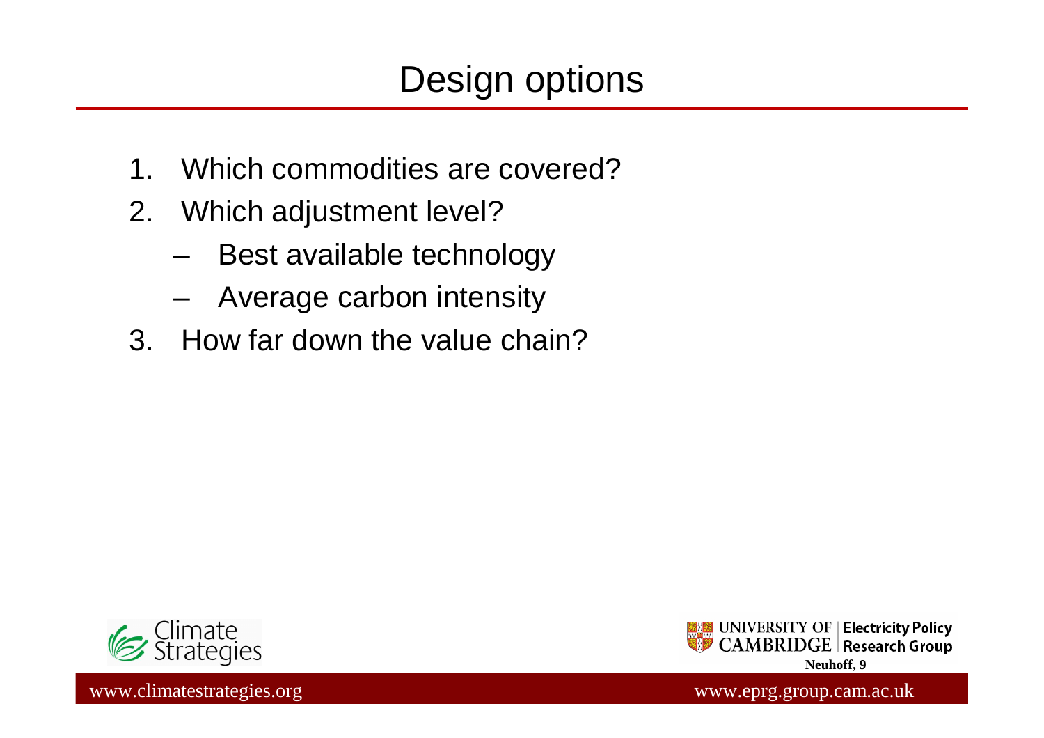# Design options

1. Which commodities are covered?
2. Which adjustment level?
   - Best available technology
   - Average carbon intensity
3. How far down the value chain?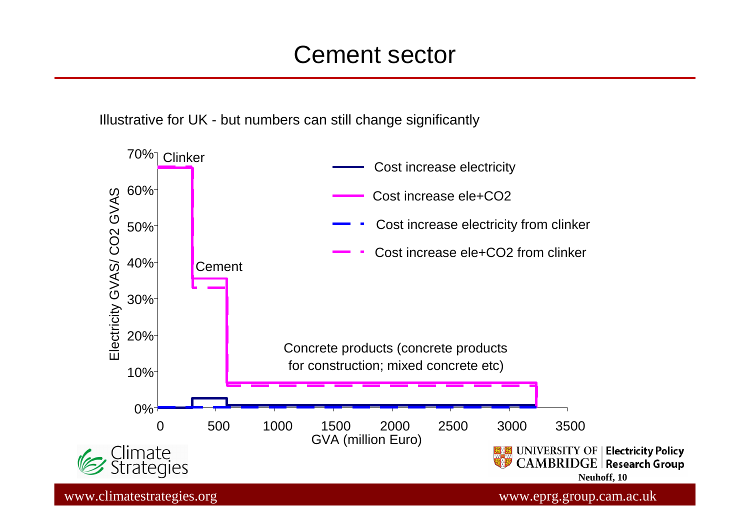# Cement sector

Illustrative for UK - but numbers can still change significantly

Electricity GVAS/ CO2 GVAS

70%
60%
50%
40%
30%
20%
10%
0%

Clinker

Cement

Concrete products (concrete products for construction; mixed concrete etc)

- Cost increase electricity
- Cost increase ele+CO2
- Cost increase electricity from clinker
- Cost increase ele+CO2 from clinker

0 500 1000 1500 2000 2500 3000 3500

GVA (million Euro)

Neuhoff, 10

www.climatestrategies.org www.eprg.group.cam.ac.uk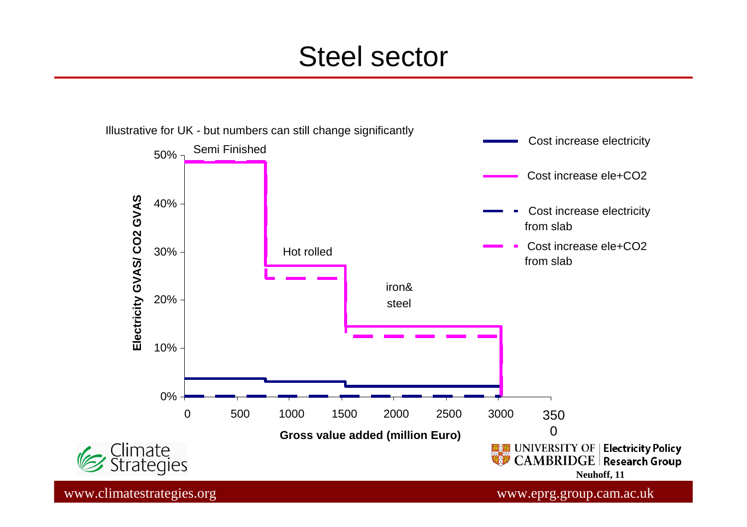# Steel sector

Illustrative for UK - but numbers can still change significantly

Semi Finished

Hot rolled

iron& steel

Electricity GVAS/ CO2 GVAS

Gross value added (million Euro)

- Cost increase electricity
- Cost increase ele+CO2
- Cost increase electricity from slab
- Cost increase ele+CO2 from slab

0%, 10%, 20%, 30%, 40%, 50%

0, 500, 1000, 1500, 2000, 2500, 3000, 3500

Climate Strategies

UNIVERSITY OF CAMBRIDGE | Electricity Policy Research Group

Neuhoff, 11

www.climatestrategies.org www.eprg.group.cam.ac.uk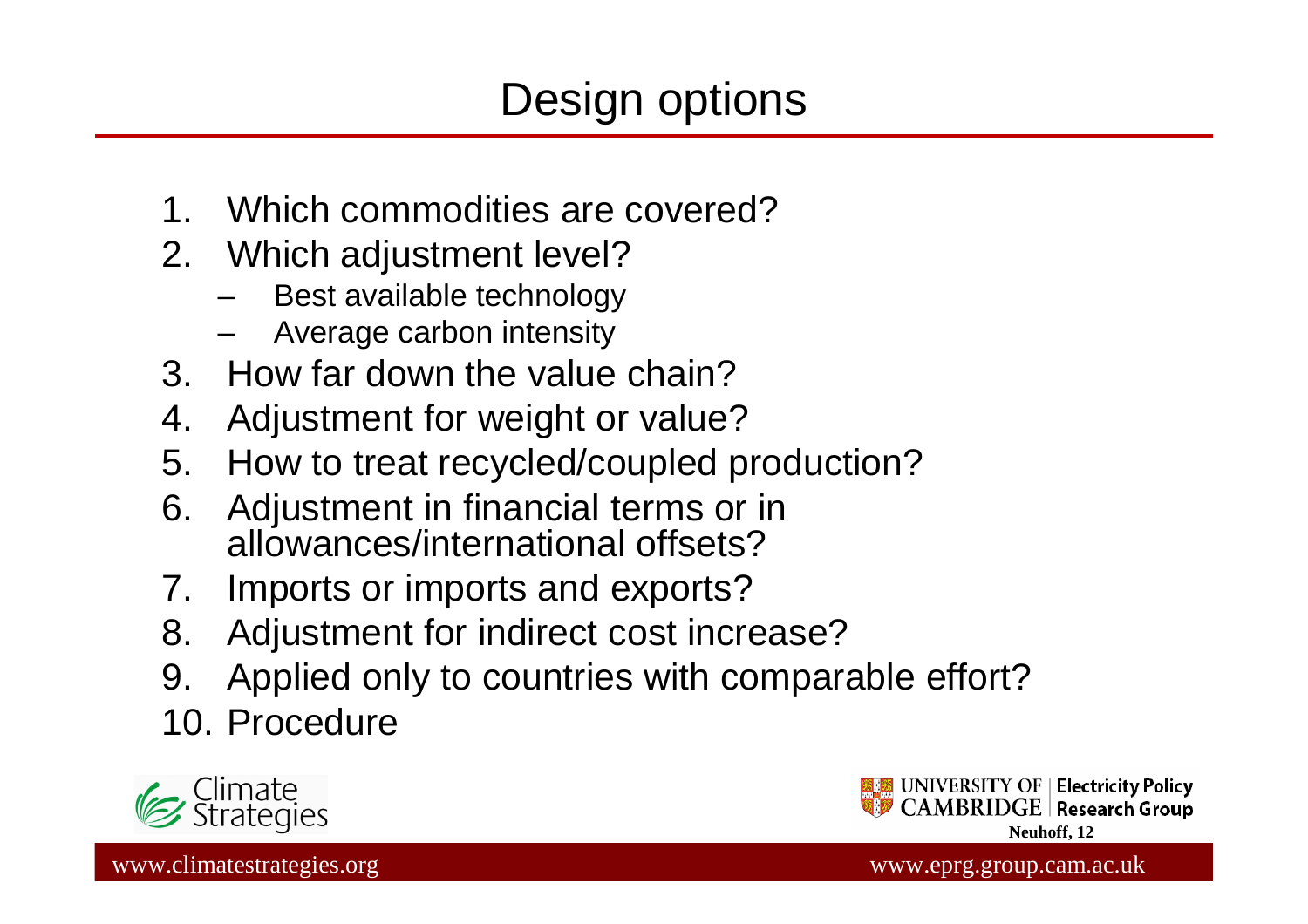# Design options

1. Which commodities are covered?
2. Which adjustment level?
   - Best available technology
   - Average carbon intensity
3. How far down the value chain?
4. Adjustment for weight or value?
5. How to treat recycled/coupled production?
6. Adjustment in financial terms or in allowances/international offsets?
7. Imports or imports and exports?
8. Adjustment for indirect cost increase?
9. Applied only to countries with comparable effort?
10. Procedure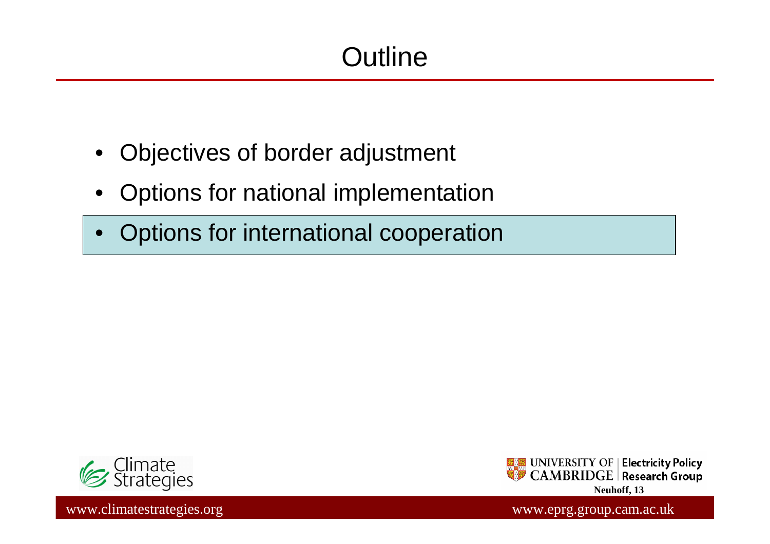# Outline

- Objectives of border adjustment
- Options for national implementation
- Options for international cooperation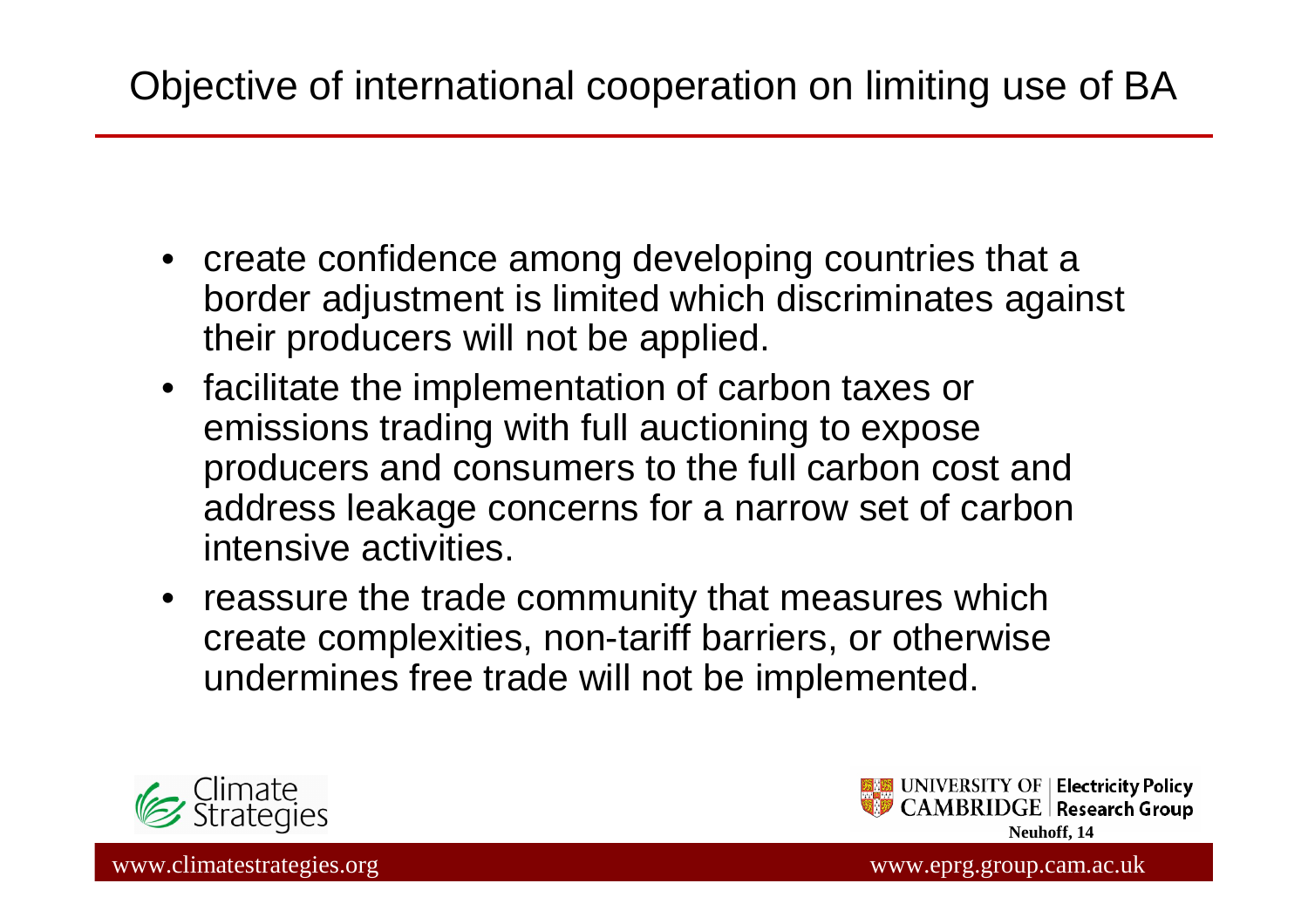# Objective of international cooperation on limiting use of BA

- create confidence among developing countries that a border adjustment is limited which discriminates against their producers will not be applied.
- facilitate the implementation of carbon taxes or emissions trading with full auctioning to expose producers and consumers to the full carbon cost and address leakage concerns for a narrow set of carbon intensive activities.
- reassure the trade community that measures which create complexities, non-tariff barriers, or otherwise undermines free trade will not be implemented.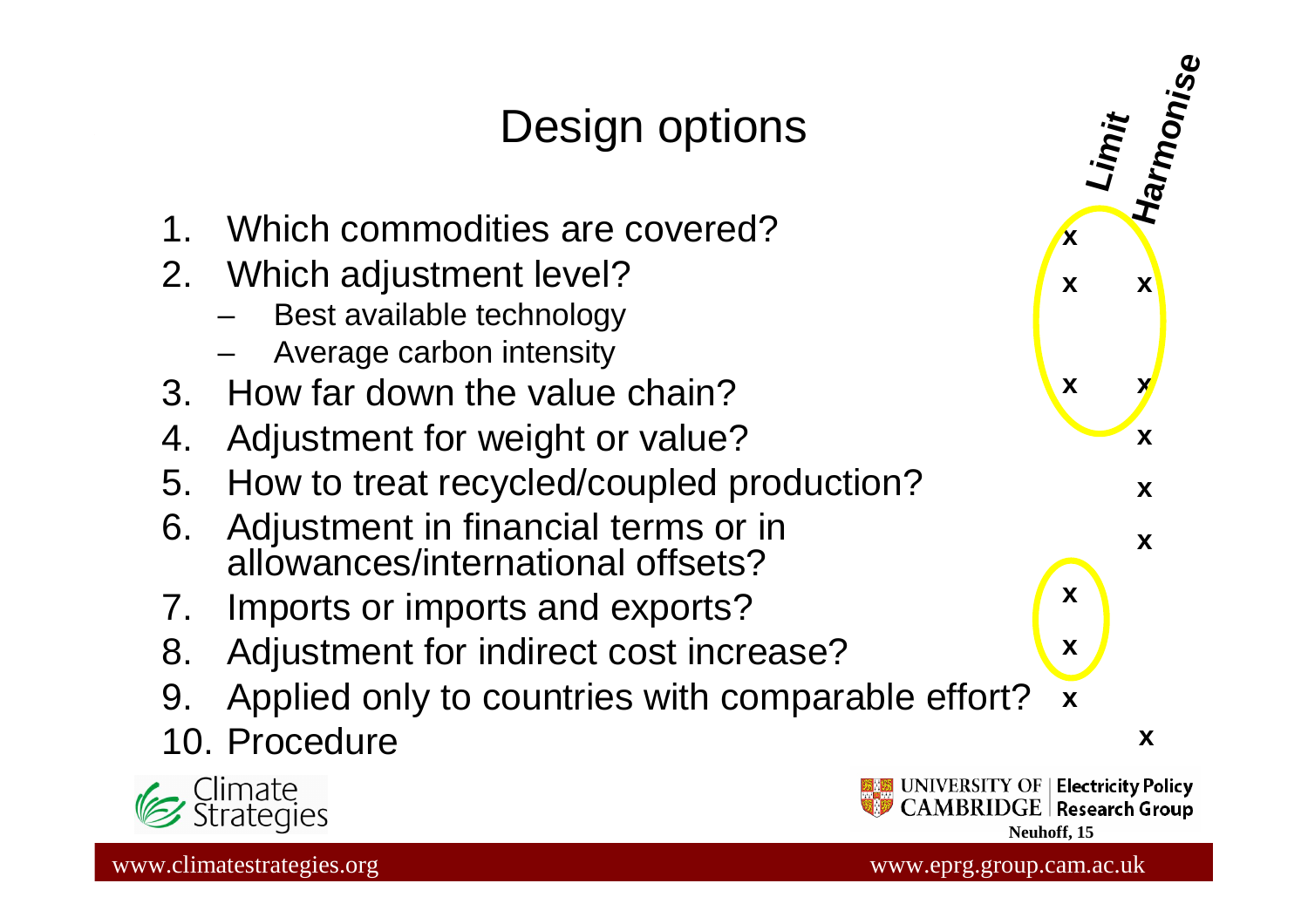# Design options

| | Limit | Harmonise |
|---|---|---|
| 1. Which commodities are covered? | x | |
| 2. Which adjustment level?<br>– Best available technology<br>– Average carbon intensity | x | x |
| 3. How far down the value chain? | x | x |
| 4. Adjustment for weight or value? | | x |
| 5. How to treat recycled/coupled production? | | x |
| 6. Adjustment in financial terms or in allowances/international offsets? | | x |
| 7. Imports or imports and exports? | x | |
| 8. Adjustment for indirect cost increase? | x | |
| 9. Applied only to countries with comparable effort? | x | |
| 10. Procedure | | x |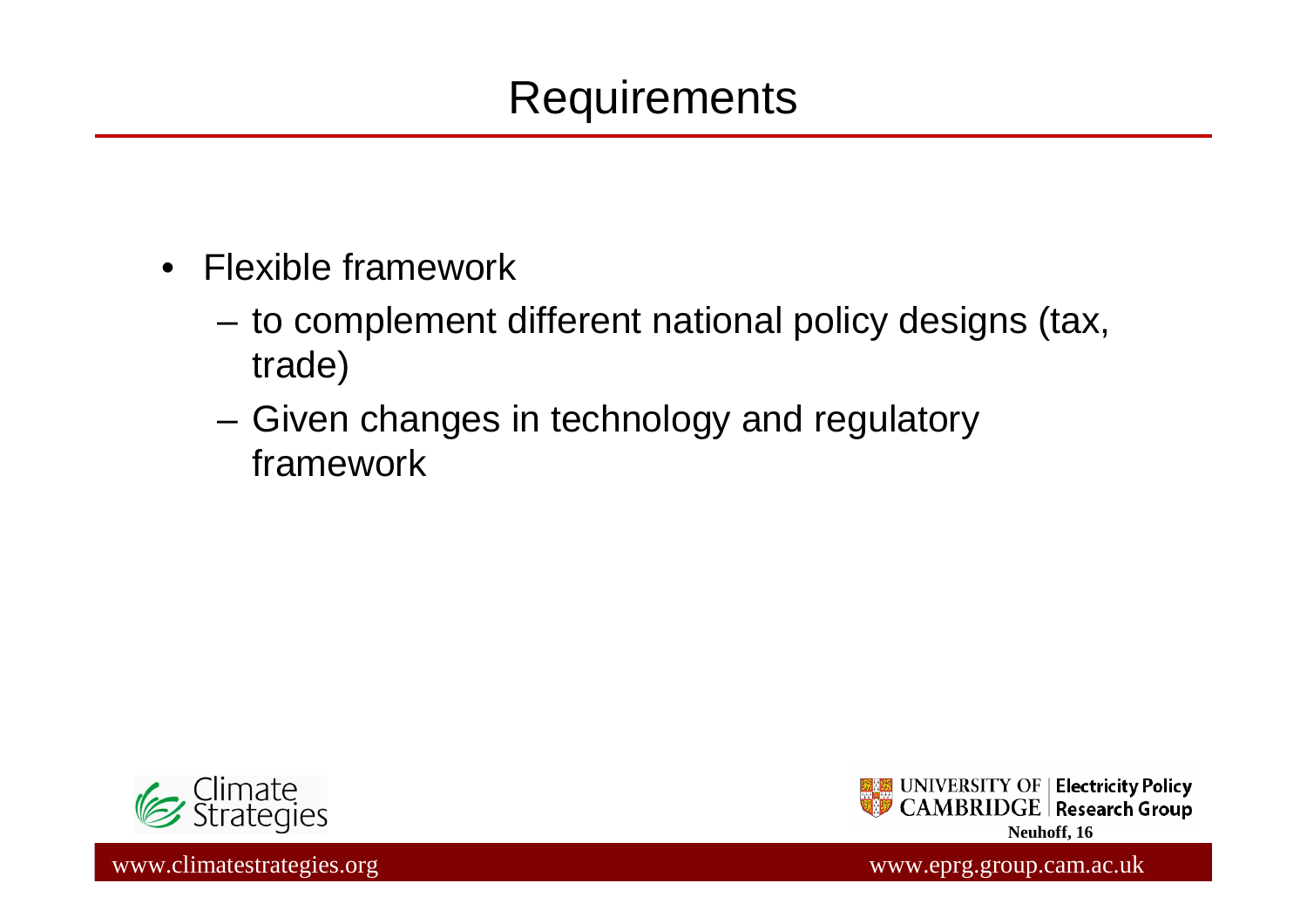# Requirements

- Flexible framework
  - to complement different national policy designs (tax, trade)
  - Given changes in technology and regulatory framework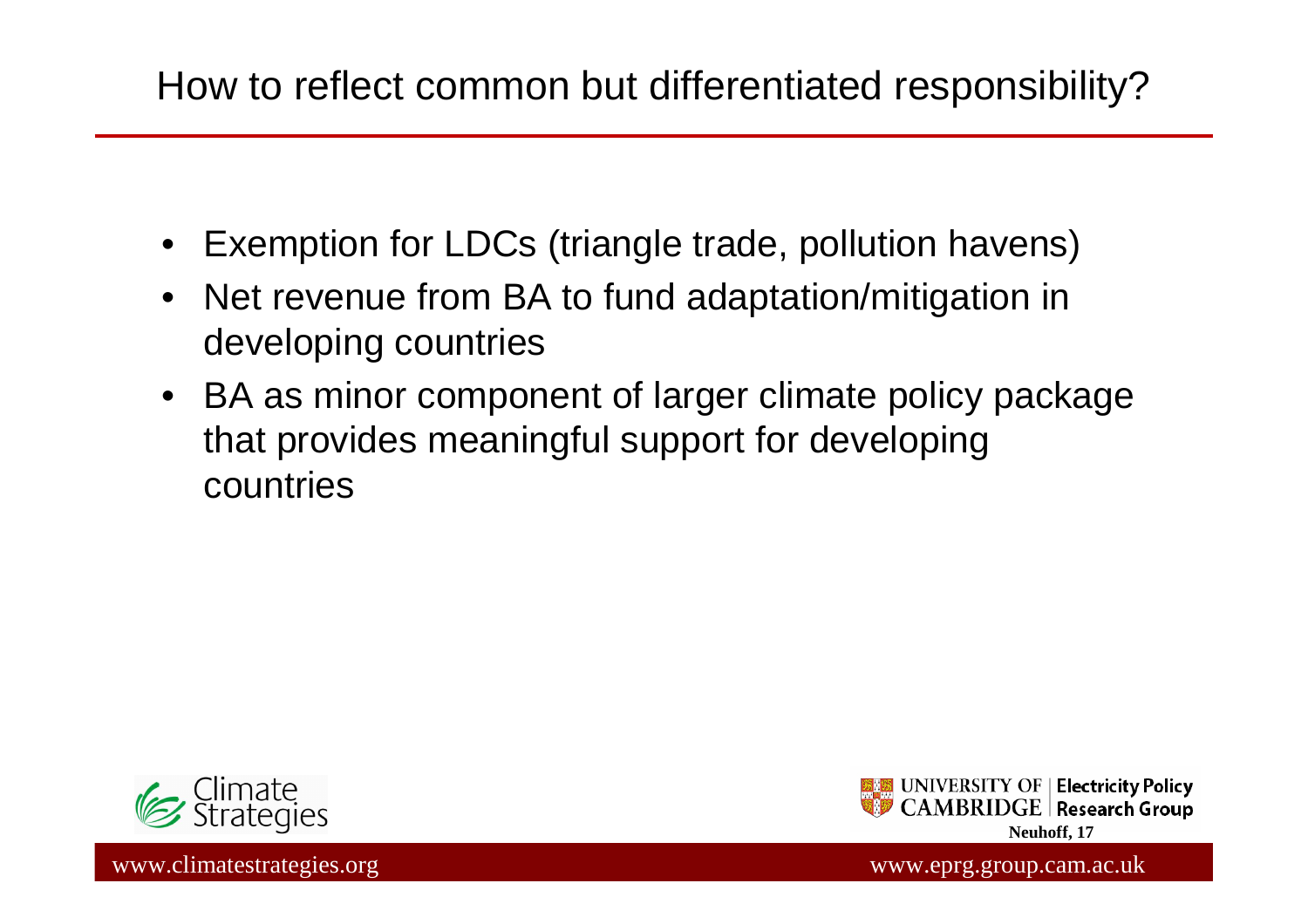# How to reflect common but differentiated responsibility?

- Exemption for LDCs (triangle trade, pollution havens)
- Net revenue from BA to fund adaptation/mitigation in developing countries
- BA as minor component of larger climate policy package that provides meaningful support for developing countries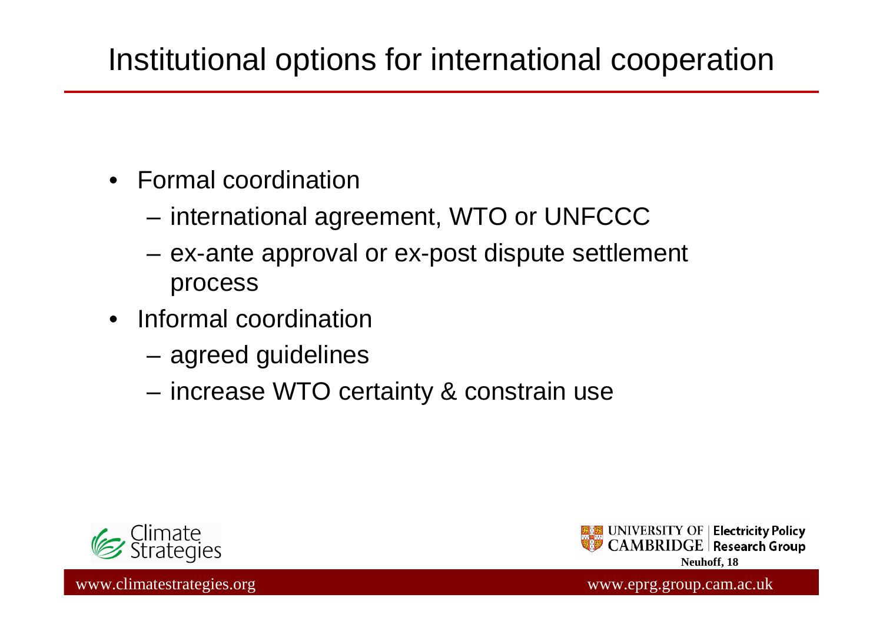# Institutional options for international cooperation

- Formal coordination
  - international agreement, WTO or UNFCCC
  - ex-ante approval or ex-post dispute settlement process
- Informal coordination
  - agreed guidelines
  - increase WTO certainty & constrain use